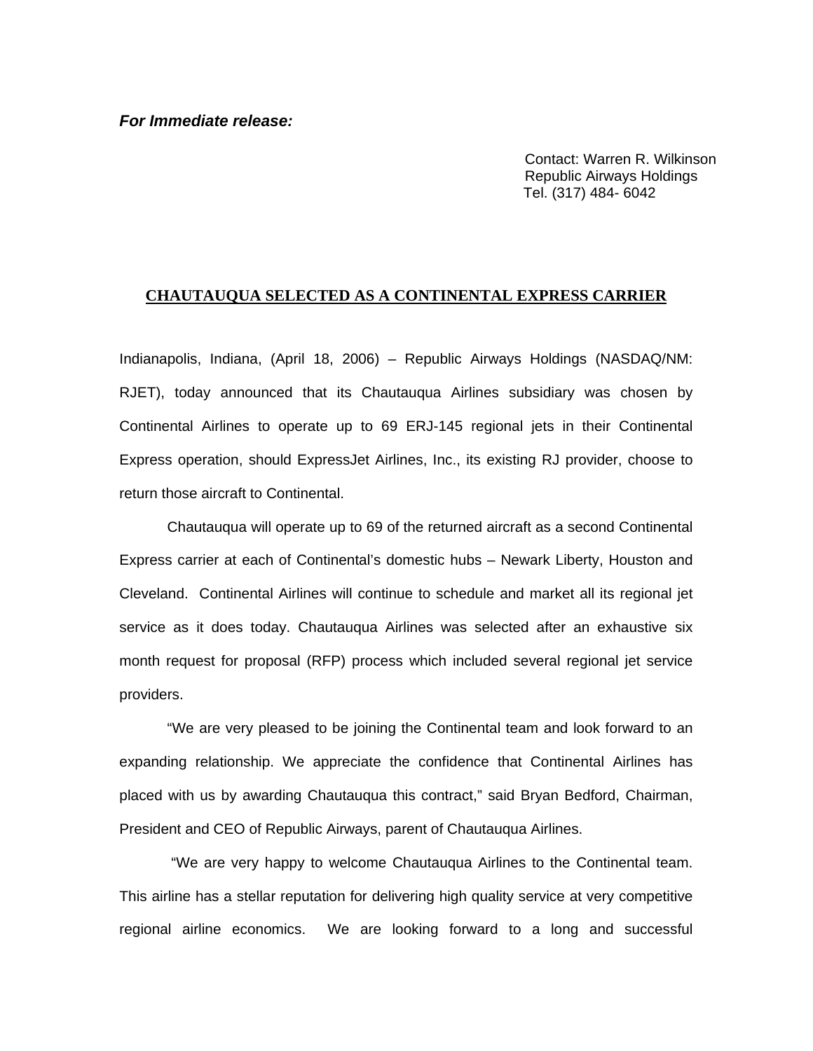***For Immediate release:***

Contact: Warren R. Wilkinson
Republic Airways Holdings
Tel. (317) 484- 6042

## CHAUTAUQUA SELECTED AS A CONTINENTAL EXPRESS CARRIER

Indianapolis, Indiana, (April 18, 2006) – Republic Airways Holdings (NASDAQ/NM: RJET), today announced that its Chautauqua Airlines subsidiary was chosen by Continental Airlines to operate up to 69 ERJ-145 regional jets in their Continental Express operation, should ExpressJet Airlines, Inc., its existing RJ provider, choose to return those aircraft to Continental.

Chautauqua will operate up to 69 of the returned aircraft as a second Continental Express carrier at each of Continental's domestic hubs – Newark Liberty, Houston and Cleveland. Continental Airlines will continue to schedule and market all its regional jet service as it does today. Chautauqua Airlines was selected after an exhaustive six month request for proposal (RFP) process which included several regional jet service providers.

"We are very pleased to be joining the Continental team and look forward to an expanding relationship. We appreciate the confidence that Continental Airlines has placed with us by awarding Chautauqua this contract," said Bryan Bedford, Chairman, President and CEO of Republic Airways, parent of Chautauqua Airlines.

"We are very happy to welcome Chautauqua Airlines to the Continental team. This airline has a stellar reputation for delivering high quality service at very competitive regional airline economics. We are looking forward to a long and successful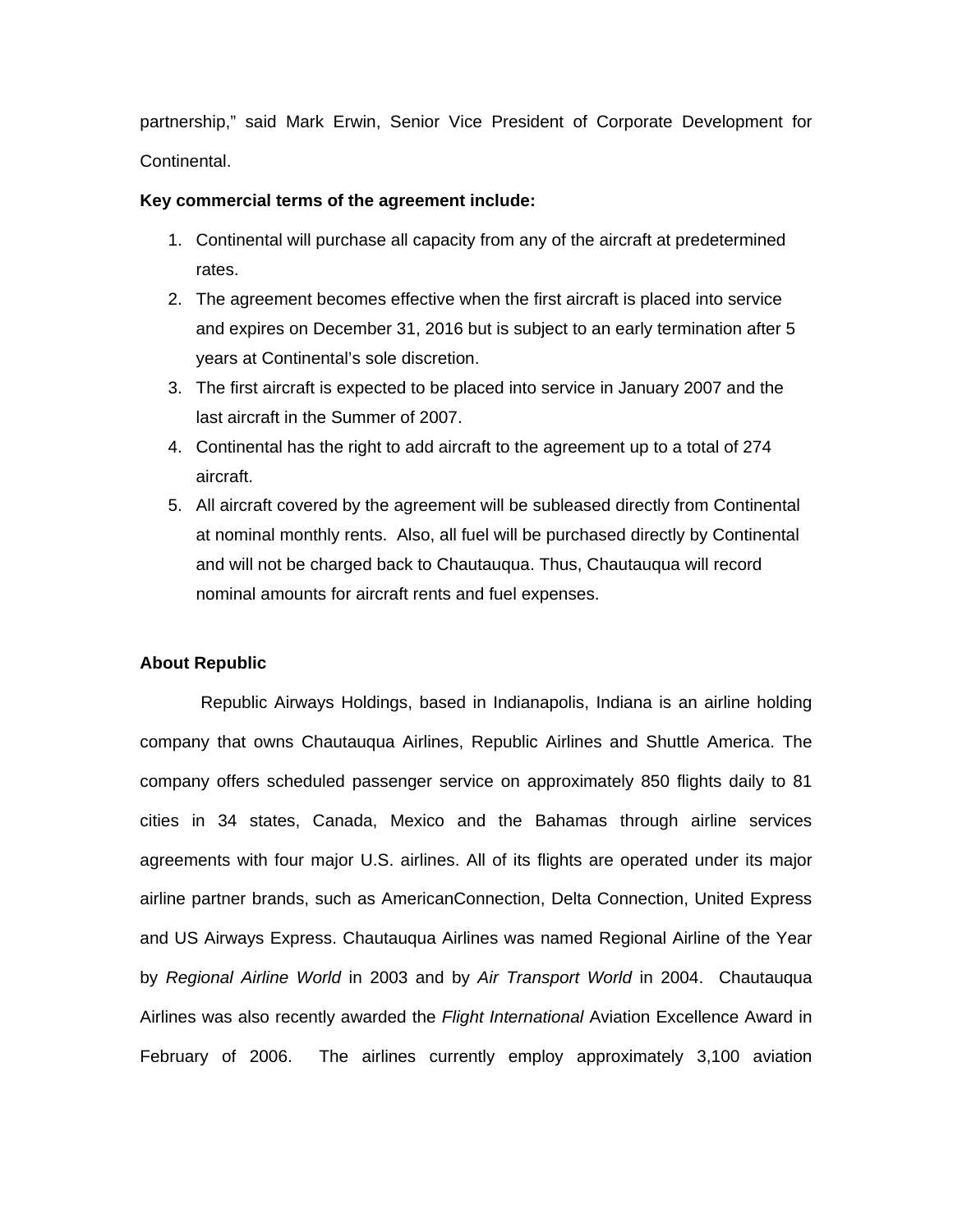partnership," said Mark Erwin, Senior Vice President of Corporate Development for Continental.

**Key commercial terms of the agreement include:**

1. Continental will purchase all capacity from any of the aircraft at predetermined rates.
2. The agreement becomes effective when the first aircraft is placed into service and expires on December 31, 2016 but is subject to an early termination after 5 years at Continental's sole discretion.
3. The first aircraft is expected to be placed into service in January 2007 and the last aircraft in the Summer of 2007.
4. Continental has the right to add aircraft to the agreement up to a total of 274 aircraft.
5. All aircraft covered by the agreement will be subleased directly from Continental at nominal monthly rents. Also, all fuel will be purchased directly by Continental and will not be charged back to Chautauqua. Thus, Chautauqua will record nominal amounts for aircraft rents and fuel expenses.

**About Republic**

Republic Airways Holdings, based in Indianapolis, Indiana is an airline holding company that owns Chautauqua Airlines, Republic Airlines and Shuttle America. The company offers scheduled passenger service on approximately 850 flights daily to 81 cities in 34 states, Canada, Mexico and the Bahamas through airline services agreements with four major U.S. airlines. All of its flights are operated under its major airline partner brands, such as AmericanConnection, Delta Connection, United Express and US Airways Express. Chautauqua Airlines was named Regional Airline of the Year by *Regional Airline World* in 2003 and by *Air Transport World* in 2004. Chautauqua Airlines was also recently awarded the *Flight International* Aviation Excellence Award in February of 2006. The airlines currently employ approximately 3,100 aviation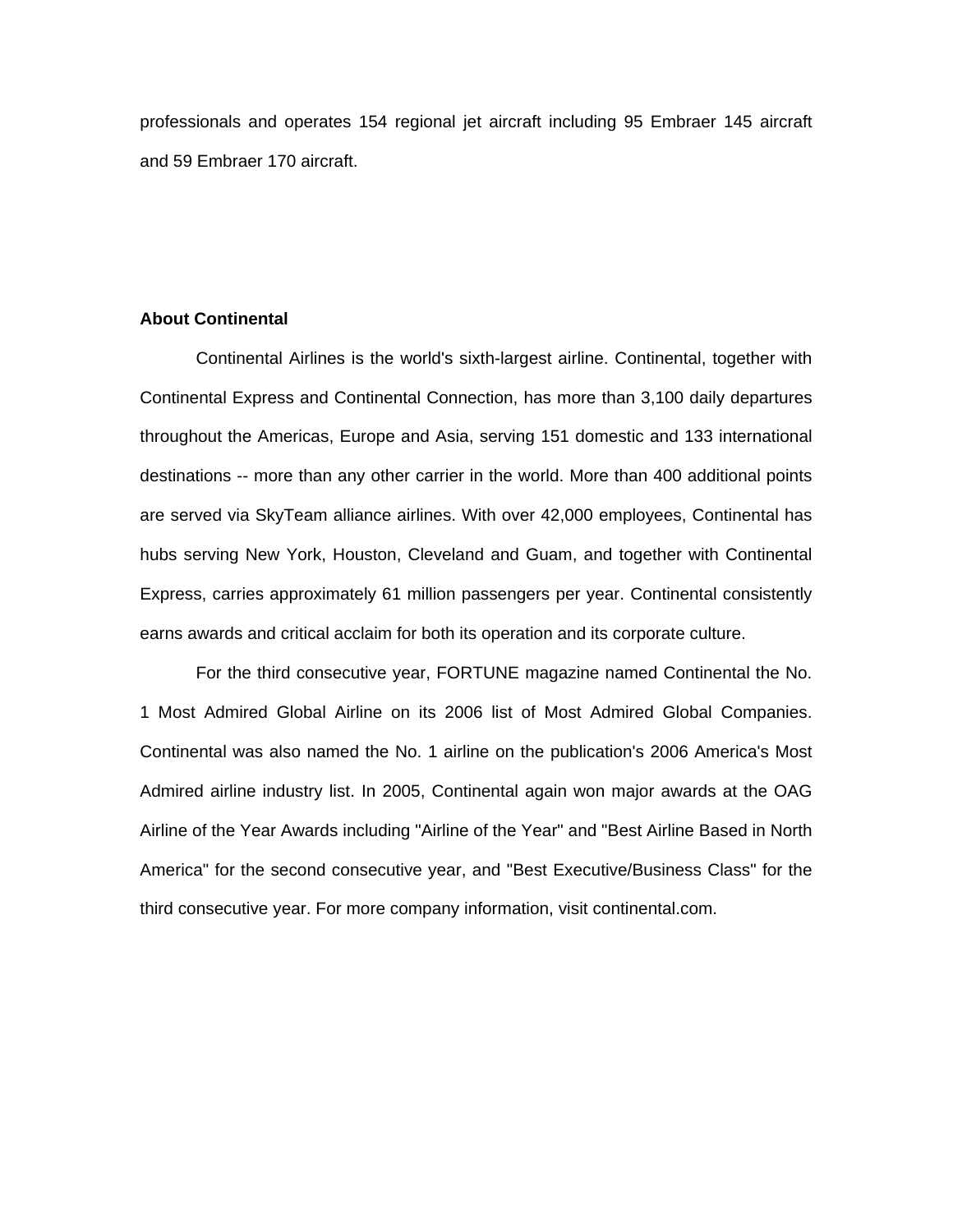professionals and operates 154 regional jet aircraft including 95 Embraer 145 aircraft and 59 Embraer 170 aircraft.

**About Continental**

Continental Airlines is the world's sixth-largest airline. Continental, together with Continental Express and Continental Connection, has more than 3,100 daily departures throughout the Americas, Europe and Asia, serving 151 domestic and 133 international destinations -- more than any other carrier in the world. More than 400 additional points are served via SkyTeam alliance airlines. With over 42,000 employees, Continental has hubs serving New York, Houston, Cleveland and Guam, and together with Continental Express, carries approximately 61 million passengers per year. Continental consistently earns awards and critical acclaim for both its operation and its corporate culture.

For the third consecutive year, FORTUNE magazine named Continental the No. 1 Most Admired Global Airline on its 2006 list of Most Admired Global Companies. Continental was also named the No. 1 airline on the publication's 2006 America's Most Admired airline industry list. In 2005, Continental again won major awards at the OAG Airline of the Year Awards including "Airline of the Year" and "Best Airline Based in North America" for the second consecutive year, and "Best Executive/Business Class" for the third consecutive year. For more company information, visit continental.com.